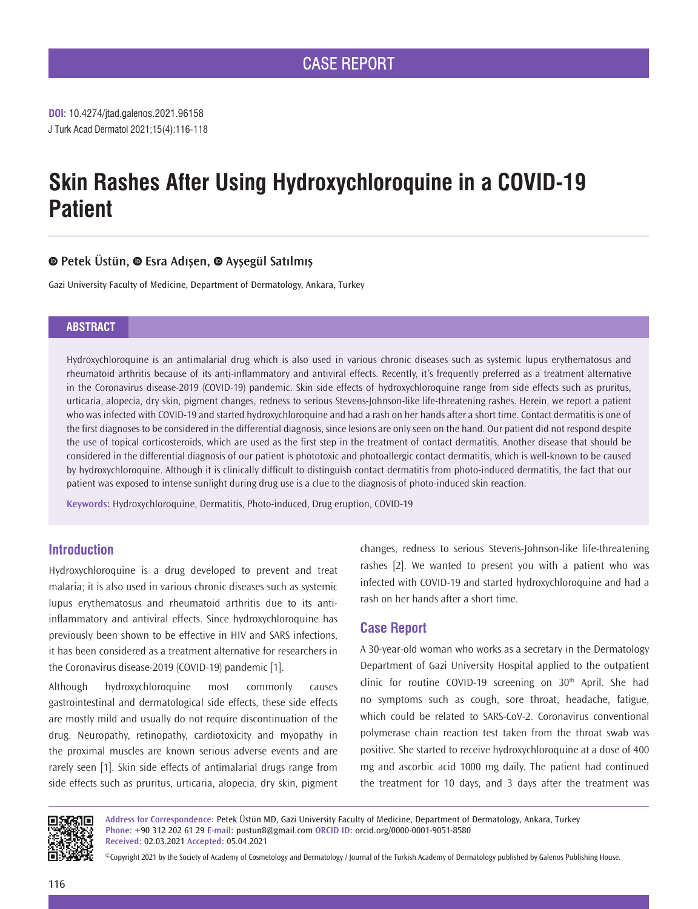CASE REPORT

**DOI:** 10.4274/jtad.galenos.2021.96158

# Skin Rashes After Using Hydroxychloroquine in a COVID-19 Patient

Petek Üstün, Esra Adışen, Ayşegül Satılmış

Gazi University Faculty of Medicine, Department of Dermatology, Ankara, Turkey

## ABSTRACT

Hydroxychloroquine is an antimalarial drug which is also used in various chronic diseases such as systemic lupus erythematosus and rheumatoid arthritis because of its anti-inflammatory and antiviral effects. Recently, it's frequently preferred as a treatment alternative in the Coronavirus disease-2019 (COVID-19) pandemic. Skin side effects of hydroxychloroquine range from side effects such as pruritus, urticaria, alopecia, dry skin, pigment changes, redness to serious Stevens-Johnson-like life-threatening rashes. Herein, we report a patient who was infected with COVID-19 and started hydroxychloroquine and had a rash on her hands after a short time. Contact dermatitis is one of the first diagnoses to be considered in the differential diagnosis, since lesions are only seen on the hand. Our patient did not respond despite the use of topical corticosteroids, which are used as the first step in the treatment of contact dermatitis. Another disease that should be considered in the differential diagnosis of our patient is phototoxic and photoallergic contact dermatitis, which is well-known to be caused by hydroxychloroquine. Although it is clinically difficult to distinguish contact dermatitis from photo-induced dermatitis, the fact that our patient was exposed to intense sunlight during drug use is a clue to the diagnosis of photo-induced skin reaction.

**Keywords:** Hydroxychloroquine, Dermatitis, Photo-induced, Drug eruption, COVID-19

## Introduction

Hydroxychloroquine is a drug developed to prevent and treat malaria; it is also used in various chronic diseases such as systemic lupus erythematosus and rheumatoid arthritis due to its anti-inflammatory and antiviral effects. Since hydroxychloroquine has previously been shown to be effective in HIV and SARS infections, it has been considered as a treatment alternative for researchers in the Coronavirus disease-2019 (COVID-19) pandemic [1].

Although hydroxychloroquine most commonly causes gastrointestinal and dermatological side effects, these side effects are mostly mild and usually do not require discontinuation of the drug. Neuropathy, retinopathy, cardiotoxicity and myopathy in the proximal muscles are known serious adverse events and are rarely seen [1]. Skin side effects of antimalarial drugs range from side effects such as pruritus, urticaria, alopecia, dry skin, pigment changes, redness to serious Stevens-Johnson-like life-threatening rashes [2]. We wanted to present you with a patient who was infected with COVID-19 and started hydroxychloroquine and had a rash on her hands after a short time.

## Case Report

A 30-year-old woman who works as a secretary in the Dermatology Department of Gazi University Hospital applied to the outpatient clinic for routine COVID-19 screening on 30th April. She had no symptoms such as cough, sore throat, headache, fatigue, which could be related to SARS-CoV-2. Coronavirus conventional polymerase chain reaction test taken from the throat swab was positive. She started to receive hydroxychloroquine at a dose of 400 mg and ascorbic acid 1000 mg daily. The patient had continued the treatment for 10 days, and 3 days after the treatment was

**Address for Correspondence:** Petek Üstün MD, Gazi University Faculty of Medicine, Department of Dermatology, Ankara, Turkey
**Phone:** +90 312 202 61 29 **E-mail:** pustun8@gmail.com **ORCID ID:** orcid.org/0000-0001-9051-8580
**Received:** 02.03.2021 **Accepted:** 05.04.2021

©Copyright 2021 by the Society of Academy of Cosmetology and Dermatology / Journal of the Turkish Academy of Dermatology published by Galenos Publishing House.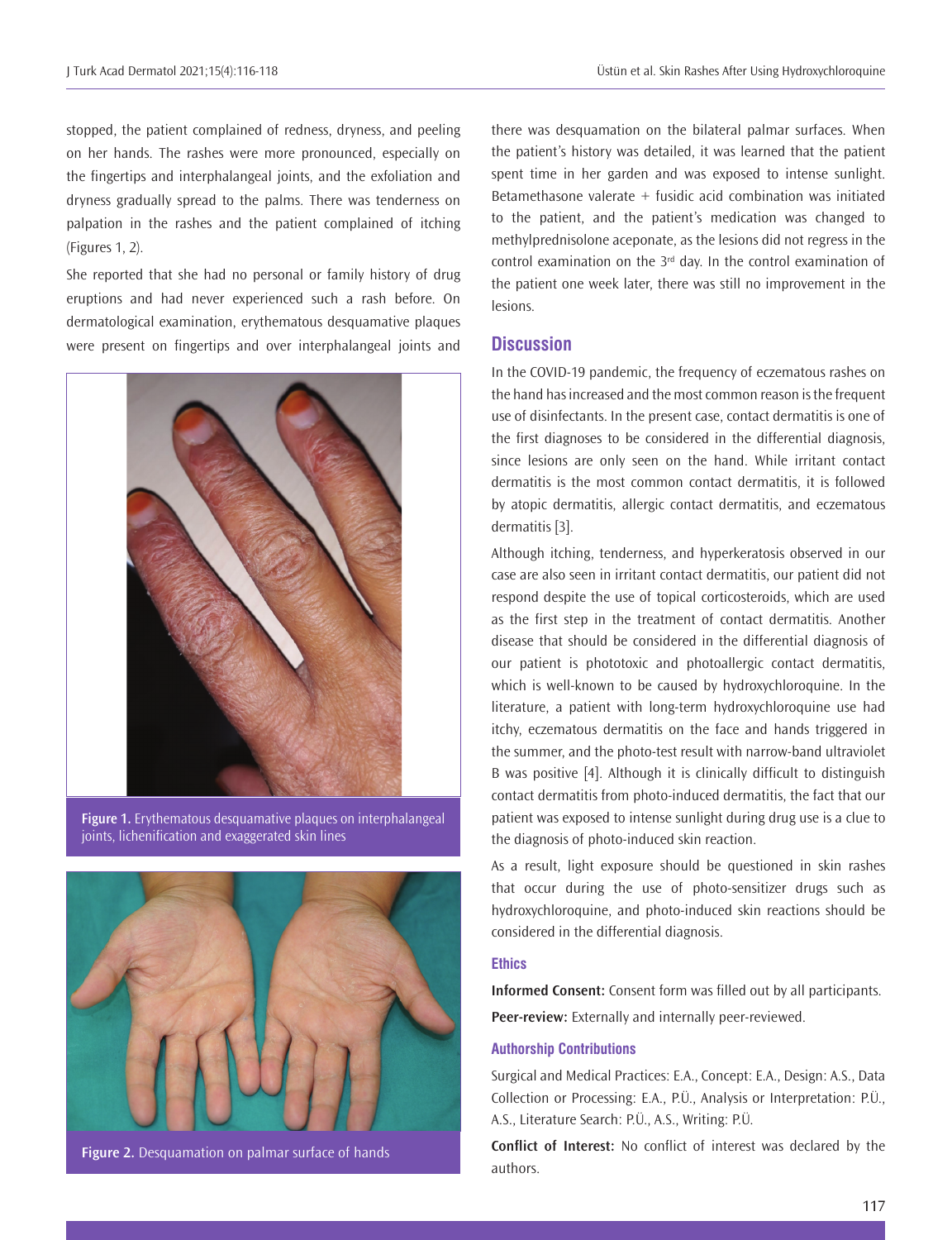stopped, the patient complained of redness, dryness, and peeling on her hands. The rashes were more pronounced, especially on the fingertips and interphalangeal joints, and the exfoliation and dryness gradually spread to the palms. There was tenderness on palpation in the rashes and the patient complained of itching (Figures 1, 2).

She reported that she had no personal or family history of drug eruptions and had never experienced such a rash before. On dermatological examination, erythematous desquamative plaques were present on fingertips and over interphalangeal joints and there was desquamation on the bilateral palmar surfaces. When the patient's history was detailed, it was learned that the patient spent time in her garden and was exposed to intense sunlight. Betamethasone valerate + fusidic acid combination was initiated to the patient, and the patient's medication was changed to methylprednisolone aceponate, as the lesions did not regress in the control examination on the 3rd day. In the control examination of the patient one week later, there was still no improvement in the lesions.

**Figure 1.** Erythematous desquamative plaques on interphalangeal joints, lichenification and exaggerated skin lines

**Figure 2.** Desquamation on palmar surface of hands

## Discussion

In the COVID-19 pandemic, the frequency of eczematous rashes on the hand has increased and the most common reason is the frequent use of disinfectants. In the present case, contact dermatitis is one of the first diagnoses to be considered in the differential diagnosis, since lesions are only seen on the hand. While irritant contact dermatitis is the most common contact dermatitis, it is followed by atopic dermatitis, allergic contact dermatitis, and eczematous dermatitis [3].

Although itching, tenderness, and hyperkeratosis observed in our case are also seen in irritant contact dermatitis, our patient did not respond despite the use of topical corticosteroids, which are used as the first step in the treatment of contact dermatitis. Another disease that should be considered in the differential diagnosis of our patient is phototoxic and photoallergic contact dermatitis, which is well-known to be caused by hydroxychloroquine. In the literature, a patient with long-term hydroxychloroquine use had itchy, eczematous dermatitis on the face and hands triggered in the summer, and the photo-test result with narrow-band ultraviolet B was positive [4]. Although it is clinically difficult to distinguish contact dermatitis from photo-induced dermatitis, the fact that our patient was exposed to intense sunlight during drug use is a clue to the diagnosis of photo-induced skin reaction.

As a result, light exposure should be questioned in skin rashes that occur during the use of photo-sensitizer drugs such as hydroxychloroquine, and photo-induced skin reactions should be considered in the differential diagnosis.

### Ethics

**Informed Consent:** Consent form was filled out by all participants.

**Peer-review:** Externally and internally peer-reviewed.

### Authorship Contributions

Surgical and Medical Practices: E.A., Concept: E.A., Design: A.S., Data Collection or Processing: E.A., P.Ü., Analysis or Interpretation: P.Ü., A.S., Literature Search: P.Ü., A.S., Writing: P.Ü.

**Conflict of Interest:** No conflict of interest was declared by the authors.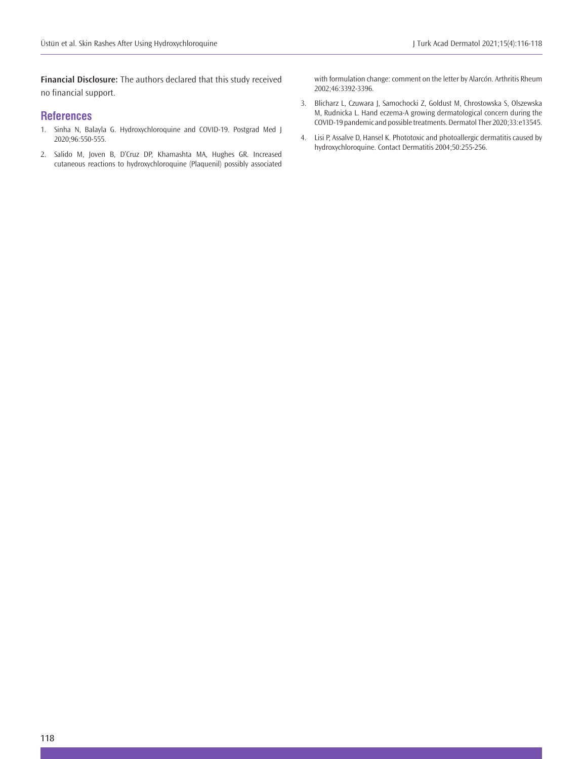**Financial Disclosure:** The authors declared that this study received no financial support.

## References

1. Sinha N, Balayla G. Hydroxychloroquine and COVID-19. Postgrad Med J 2020;96:550-555.
2. Salido M, Joven B, D'Cruz DP, Khamashta MA, Hughes GR. Increased cutaneous reactions to hydroxychloroquine (Plaquenil) possibly associated with formulation change: comment on the letter by Alarcón. Arthritis Rheum 2002;46:3392-3396.
3. Blicharz L, Czuwara J, Samochocki Z, Goldust M, Chrostowska S, Olszewska M, Rudnicka L. Hand eczema-A growing dermatological concern during the COVID-19 pandemic and possible treatments. Dermatol Ther 2020;33:e13545.
4. Lisi P, Assalve D, Hansel K. Phototoxic and photoallergic dermatitis caused by hydroxychloroquine. Contact Dermatitis 2004;50:255-256.